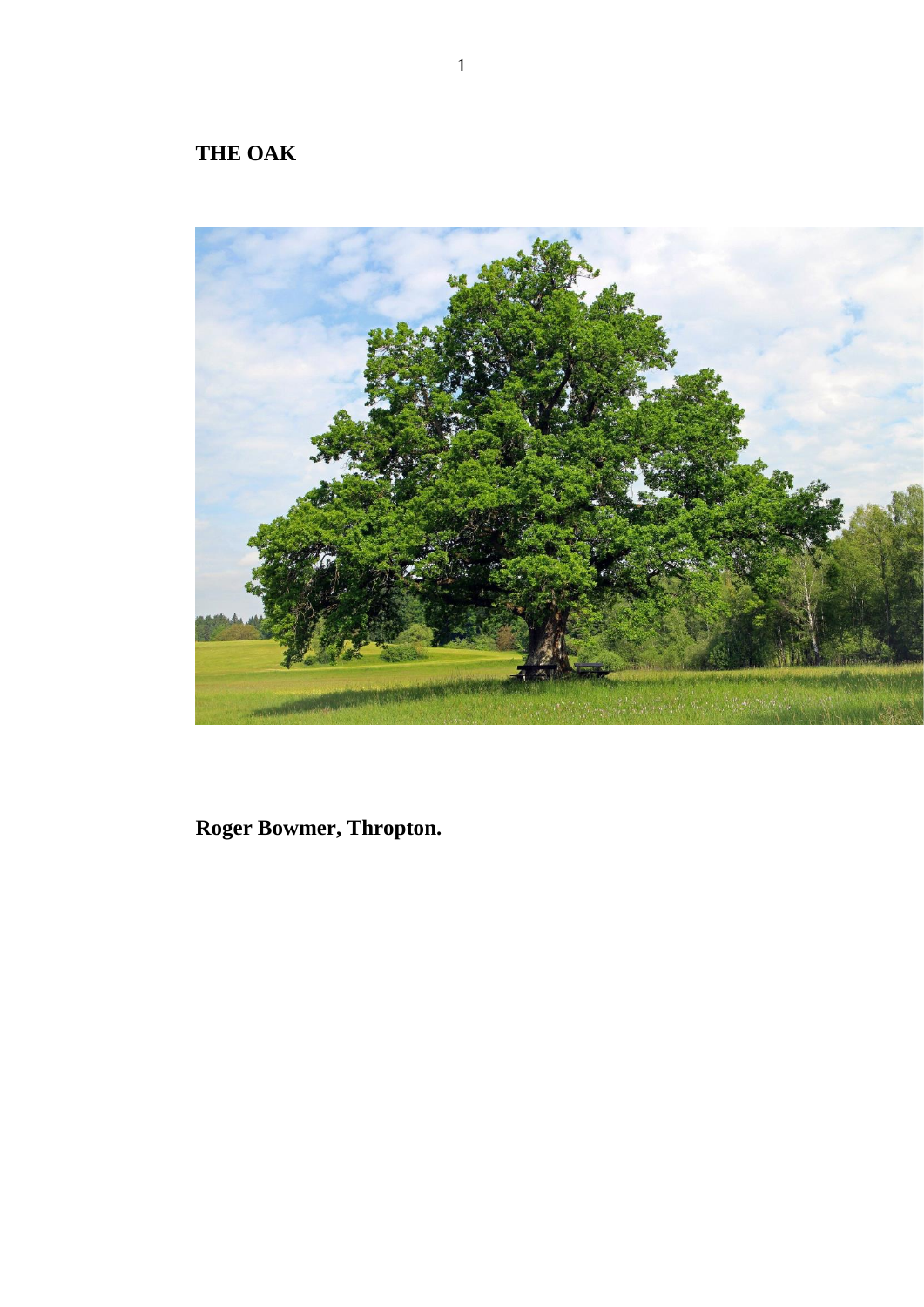# THE OAK

**Roger Bowmer, Thropton.**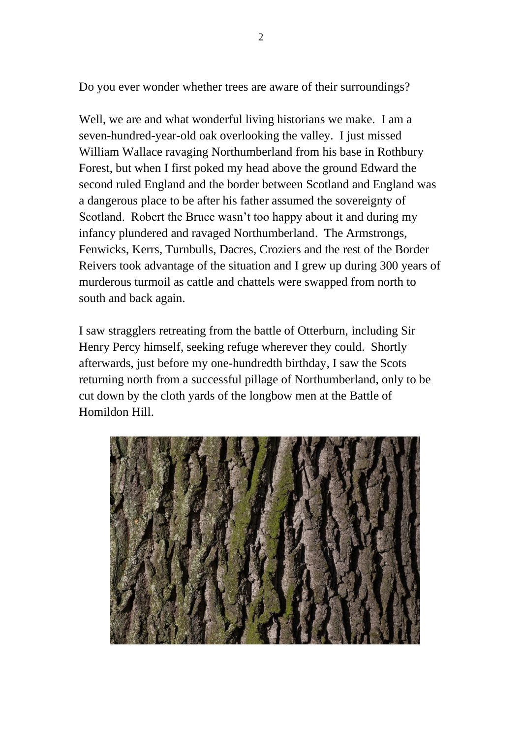Do you ever wonder whether trees are aware of their surroundings?

Well, we are and what wonderful living historians we make. I am a seven-hundred-year-old oak overlooking the valley. I just missed William Wallace ravaging Northumberland from his base in Rothbury Forest, but when I first poked my head above the ground Edward the second ruled England and the border between Scotland and England was a dangerous place to be after his father assumed the sovereignty of Scotland. Robert the Bruce wasn't too happy about it and during my infancy plundered and ravaged Northumberland. The Armstrongs, Fenwicks, Kerrs, Turnbulls, Dacres, Croziers and the rest of the Border Reivers took advantage of the situation and I grew up during 300 years of murderous turmoil as cattle and chattels were swapped from north to south and back again.

I saw stragglers retreating from the battle of Otterburn, including Sir Henry Percy himself, seeking refuge wherever they could. Shortly afterwards, just before my one-hundredth birthday, I saw the Scots returning north from a successful pillage of Northumberland, only to be cut down by the cloth yards of the longbow men at the Battle of Homildon Hill.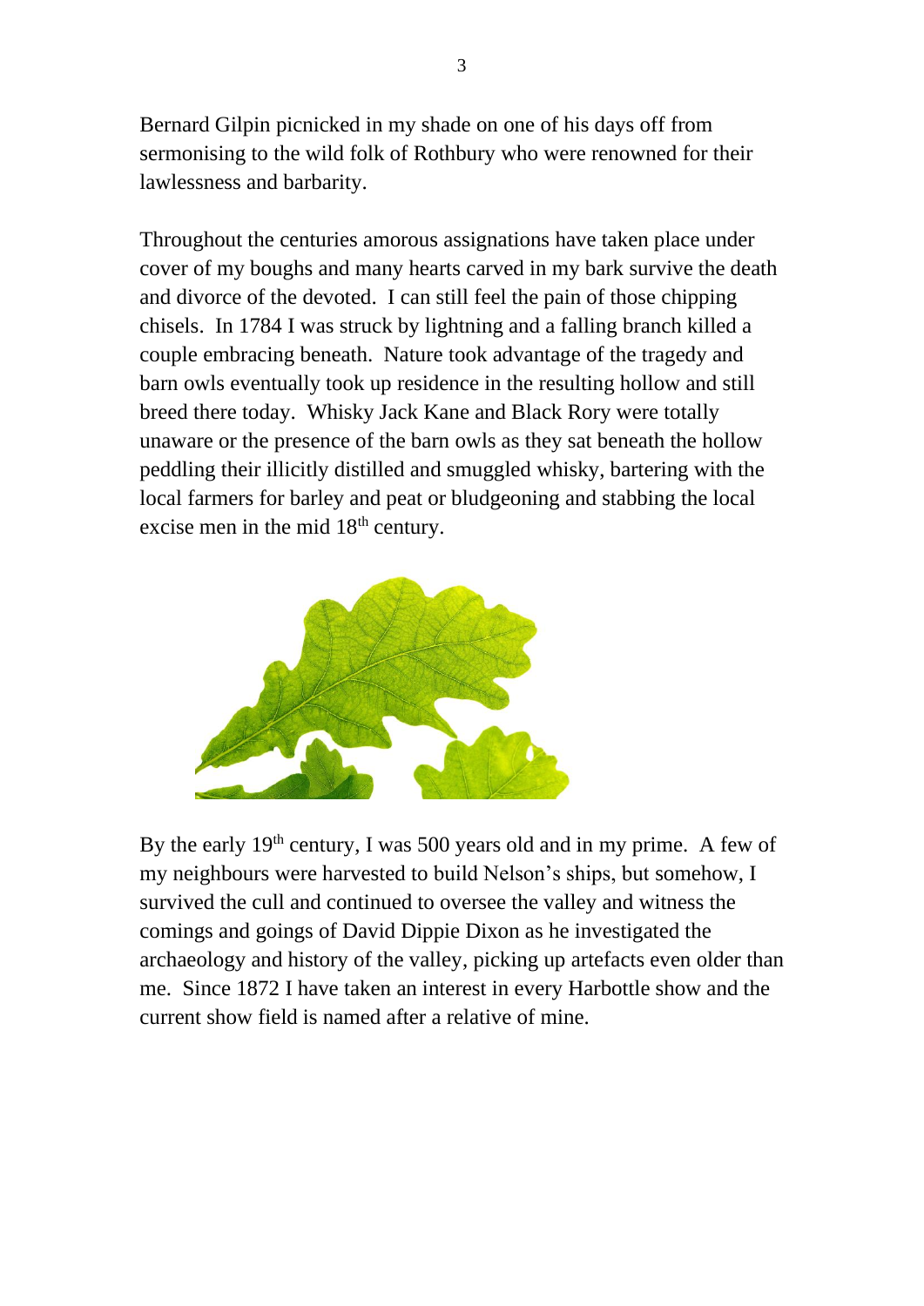Bernard Gilpin picnicked in my shade on one of his days off from sermonising to the wild folk of Rothbury who were renowned for their lawlessness and barbarity.

Throughout the centuries amorous assignations have taken place under cover of my boughs and many hearts carved in my bark survive the death and divorce of the devoted. I can still feel the pain of those chipping chisels. In 1784 I was struck by lightning and a falling branch killed a couple embracing beneath. Nature took advantage of the tragedy and barn owls eventually took up residence in the resulting hollow and still breed there today. Whisky Jack Kane and Black Rory were totally unaware or the presence of the barn owls as they sat beneath the hollow peddling their illicitly distilled and smuggled whisky, bartering with the local farmers for barley and peat or bludgeoning and stabbing the local excise men in the mid 18th century.

By the early 19th century, I was 500 years old and in my prime. A few of my neighbours were harvested to build Nelson's ships, but somehow, I survived the cull and continued to oversee the valley and witness the comings and goings of David Dippie Dixon as he investigated the archaeology and history of the valley, picking up artefacts even older than me. Since 1872 I have taken an interest in every Harbottle show and the current show field is named after a relative of mine.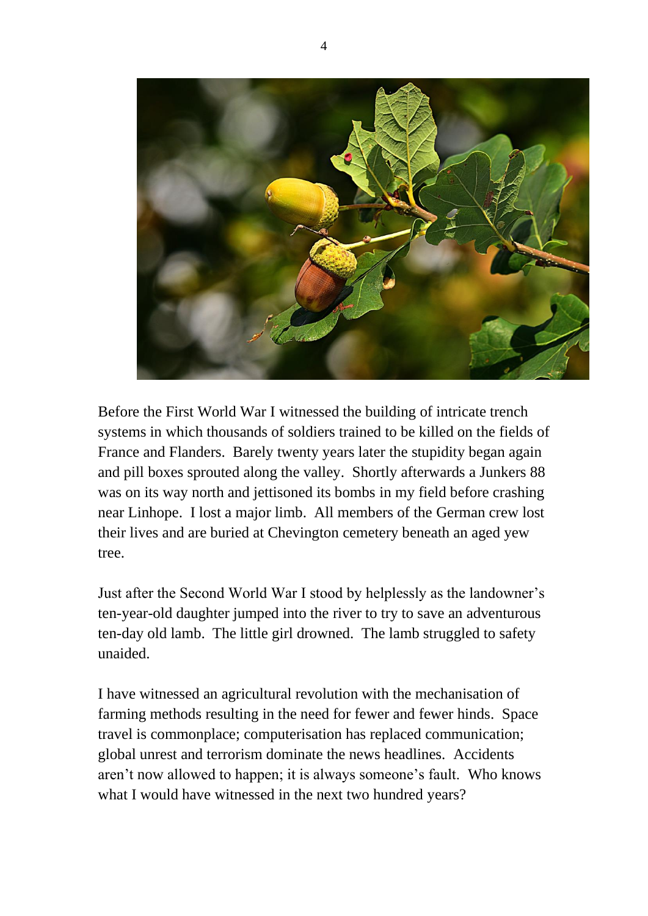Before the First World War I witnessed the building of intricate trench systems in which thousands of soldiers trained to be killed on the fields of France and Flanders. Barely twenty years later the stupidity began again and pill boxes sprouted along the valley. Shortly afterwards a Junkers 88 was on its way north and jettisoned its bombs in my field before crashing near Linhope. I lost a major limb. All members of the German crew lost their lives and are buried at Chevington cemetery beneath an aged yew tree.

Just after the Second World War I stood by helplessly as the landowner's ten-year-old daughter jumped into the river to try to save an adventurous ten-day old lamb. The little girl drowned. The lamb struggled to safety unaided.

I have witnessed an agricultural revolution with the mechanisation of farming methods resulting in the need for fewer and fewer hinds. Space travel is commonplace; computerisation has replaced communication; global unrest and terrorism dominate the news headlines. Accidents aren't now allowed to happen; it is always someone's fault. Who knows what I would have witnessed in the next two hundred years?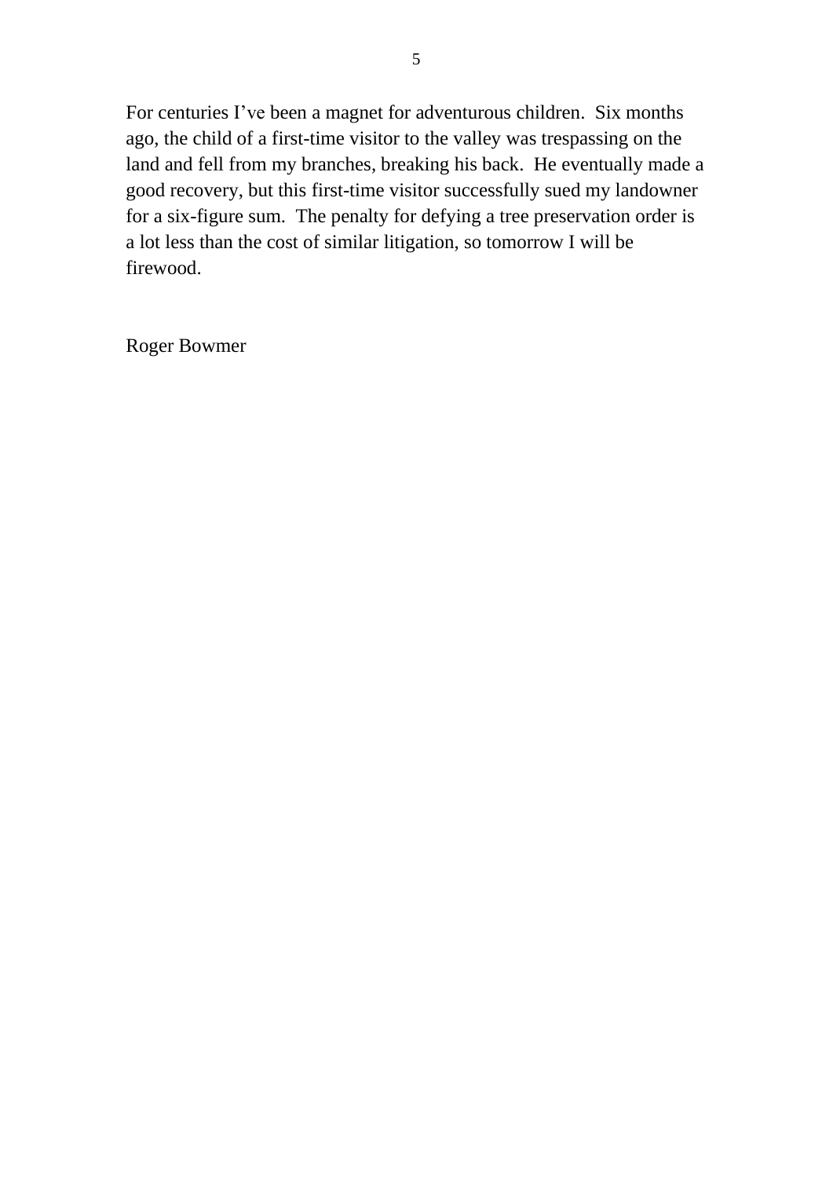For centuries I've been a magnet for adventurous children. Six months ago, the child of a first-time visitor to the valley was trespassing on the land and fell from my branches, breaking his back. He eventually made a good recovery, but this first-time visitor successfully sued my landowner for a six-figure sum. The penalty for defying a tree preservation order is a lot less than the cost of similar litigation, so tomorrow I will be firewood.

Roger Bowmer